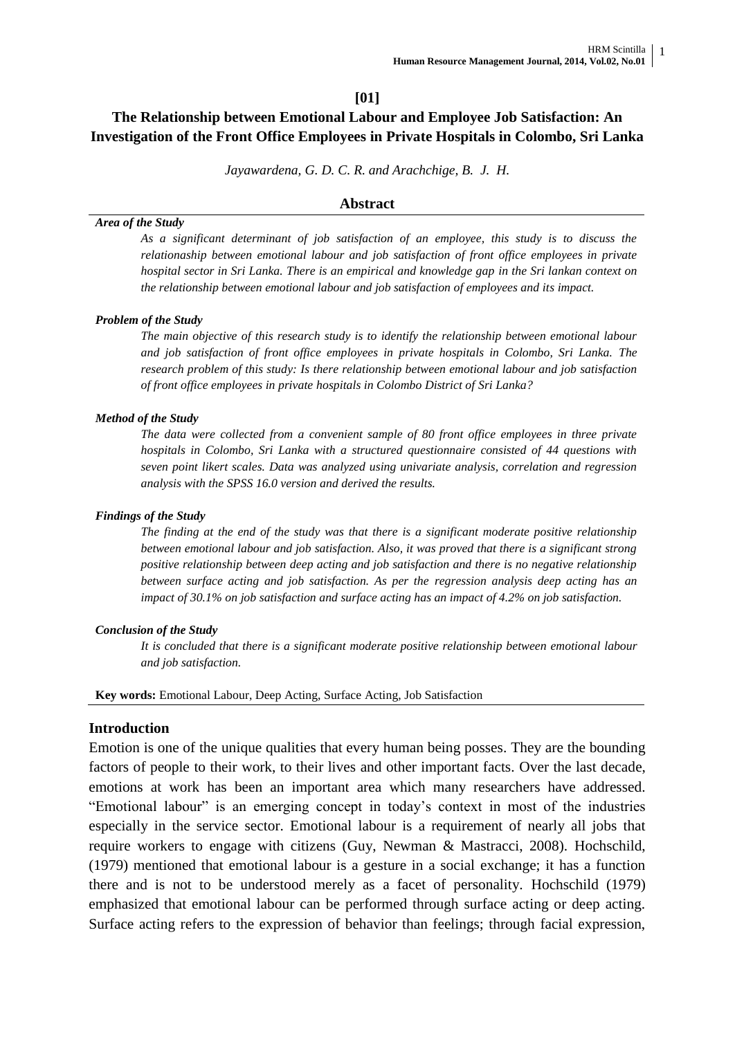**[01]**

# The Relationship between Emotional Labour and Employee Job Satisfaction: An Investigation of the Front Office Employees in Private Hospitals in Colombo, Sri Lanka

*Jayawardena, G. D. C. R. and Arachchige, B. J. H.*

## Abstract

***Area of the Study***

*As a significant determinant of job satisfaction of an employee, this study is to discuss the relationaship between emotional labour and job satisfaction of front office employees in private hospital sector in Sri Lanka. There is an empirical and knowledge gap in the Sri lankan context on the relationship between emotional labour and job satisfaction of employees and its impact.*

***Problem of the Study***

*The main objective of this research study is to identify the relationship between emotional labour and job satisfaction of front office employees in private hospitals in Colombo, Sri Lanka. The research problem of this study: Is there relationship between emotional labour and job satisfaction of front office employees in private hospitals in Colombo District of Sri Lanka?*

***Method of the Study***

*The data were collected from a convenient sample of 80 front office employees in three private hospitals in Colombo, Sri Lanka with a structured questionnaire consisted of 44 questions with seven point likert scales. Data was analyzed using univariate analysis, correlation and regression analysis with the SPSS 16.0 version and derived the results.*

***Findings of the Study***

*The finding at the end of the study was that there is a significant moderate positive relationship between emotional labour and job satisfaction. Also, it was proved that there is a significant strong positive relationship between deep acting and job satisfaction and there is no negative relationship between surface acting and job satisfaction. As per the regression analysis deep acting has an impact of 30.1% on job satisfaction and surface acting has an impact of 4.2% on job satisfaction.*

***Conclusion of the Study***

*It is concluded that there is a significant moderate positive relationship between emotional labour and job satisfaction.*

**Key words:** Emotional Labour, Deep Acting, Surface Acting, Job Satisfaction

## Introduction

Emotion is one of the unique qualities that every human being posses. They are the bounding factors of people to their work, to their lives and other important facts. Over the last decade, emotions at work has been an important area which many researchers have addressed. "Emotional labour" is an emerging concept in today's context in most of the industries especially in the service sector. Emotional labour is a requirement of nearly all jobs that require workers to engage with citizens (Guy, Newman & Mastracci, 2008). Hochschild, (1979) mentioned that emotional labour is a gesture in a social exchange; it has a function there and is not to be understood merely as a facet of personality. Hochschild (1979) emphasized that emotional labour can be performed through surface acting or deep acting. Surface acting refers to the expression of behavior than feelings; through facial expression,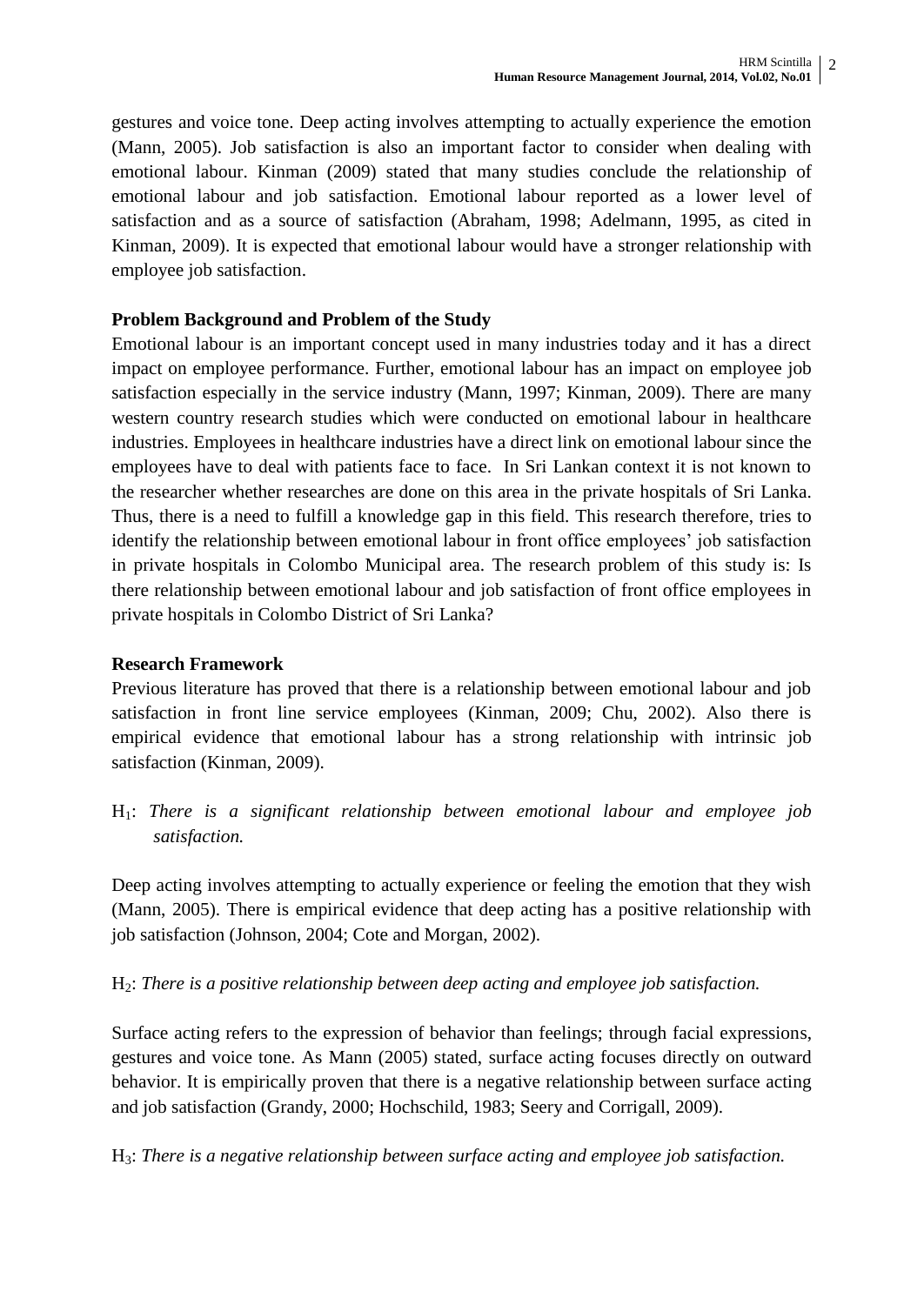gestures and voice tone. Deep acting involves attempting to actually experience the emotion (Mann, 2005). Job satisfaction is also an important factor to consider when dealing with emotional labour. Kinman (2009) stated that many studies conclude the relationship of emotional labour and job satisfaction. Emotional labour reported as a lower level of satisfaction and as a source of satisfaction (Abraham, 1998; Adelmann, 1995, as cited in Kinman, 2009). It is expected that emotional labour would have a stronger relationship with employee job satisfaction.

**Problem Background and Problem of the Study**

Emotional labour is an important concept used in many industries today and it has a direct impact on employee performance. Further, emotional labour has an impact on employee job satisfaction especially in the service industry (Mann, 1997; Kinman, 2009). There are many western country research studies which were conducted on emotional labour in healthcare industries. Employees in healthcare industries have a direct link on emotional labour since the employees have to deal with patients face to face. In Sri Lankan context it is not known to the researcher whether researches are done on this area in the private hospitals of Sri Lanka. Thus, there is a need to fulfill a knowledge gap in this field. This research therefore, tries to identify the relationship between emotional labour in front office employees' job satisfaction in private hospitals in Colombo Municipal area. The research problem of this study is: Is there relationship between emotional labour and job satisfaction of front office employees in private hospitals in Colombo District of Sri Lanka?

**Research Framework**

Previous literature has proved that there is a relationship between emotional labour and job satisfaction in front line service employees (Kinman, 2009; Chu, 2002). Also there is empirical evidence that emotional labour has a strong relationship with intrinsic job satisfaction (Kinman, 2009).

$H_1$: *There is a significant relationship between emotional labour and employee job satisfaction.*

Deep acting involves attempting to actually experience or feeling the emotion that they wish (Mann, 2005). There is empirical evidence that deep acting has a positive relationship with job satisfaction (Johnson, 2004; Cote and Morgan, 2002).

$H_2$: *There is a positive relationship between deep acting and employee job satisfaction.*

Surface acting refers to the expression of behavior than feelings; through facial expressions, gestures and voice tone. As Mann (2005) stated, surface acting focuses directly on outward behavior. It is empirically proven that there is a negative relationship between surface acting and job satisfaction (Grandy, 2000; Hochschild, 1983; Seery and Corrigall, 2009).

$H_3$: *There is a negative relationship between surface acting and employee job satisfaction.*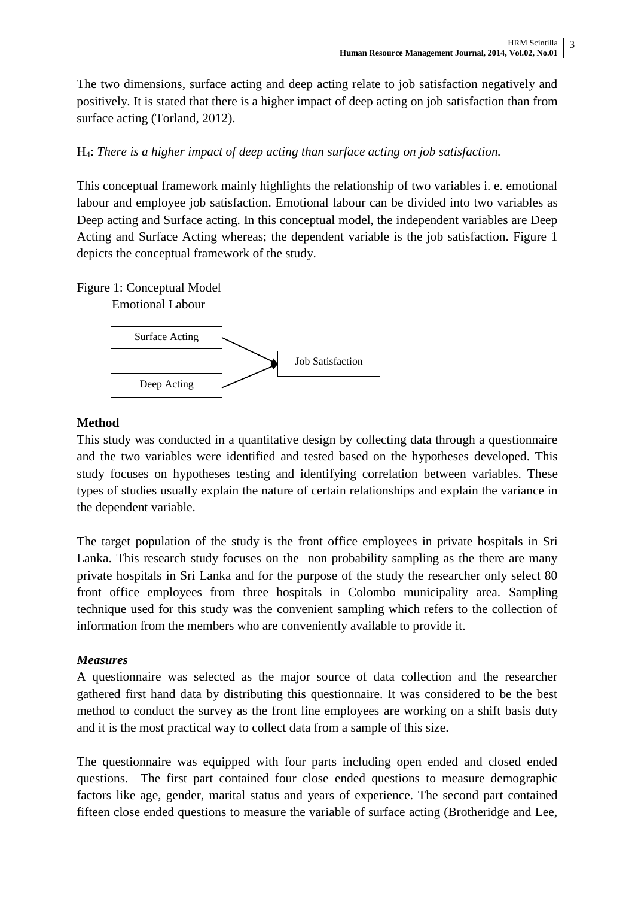The two dimensions, surface acting and deep acting relate to job satisfaction negatively and positively. It is stated that there is a higher impact of deep acting on job satisfaction than from surface acting (Torland, 2012).

$H_4$: *There is a higher impact of deep acting than surface acting on job satisfaction.*

This conceptual framework mainly highlights the relationship of two variables i. e. emotional labour and employee job satisfaction. Emotional labour can be divided into two variables as Deep acting and Surface acting. In this conceptual model, the independent variables are Deep Acting and Surface Acting whereas; the dependent variable is the job satisfaction. Figure 1 depicts the conceptual framework of the study.

Figure 1: Conceptual Model

Emotional Labour

Surface Acting → Job Satisfaction

Deep Acting → Job Satisfaction

## Method

This study was conducted in a quantitative design by collecting data through a questionnaire and the two variables were identified and tested based on the hypotheses developed. This study focuses on hypotheses testing and identifying correlation between variables. These types of studies usually explain the nature of certain relationships and explain the variance in the dependent variable.

The target population of the study is the front office employees in private hospitals in Sri Lanka. This research study focuses on the non probability sampling as the there are many private hospitals in Sri Lanka and for the purpose of the study the researcher only select 80 front office employees from three hospitals in Colombo municipality area. Sampling technique used for this study was the convenient sampling which refers to the collection of information from the members who are conveniently available to provide it.

### *Measures*

A questionnaire was selected as the major source of data collection and the researcher gathered first hand data by distributing this questionnaire. It was considered to be the best method to conduct the survey as the front line employees are working on a shift basis duty and it is the most practical way to collect data from a sample of this size.

The questionnaire was equipped with four parts including open ended and closed ended questions. The first part contained four close ended questions to measure demographic factors like age, gender, marital status and years of experience. The second part contained fifteen close ended questions to measure the variable of surface acting (Brotheridge and Lee,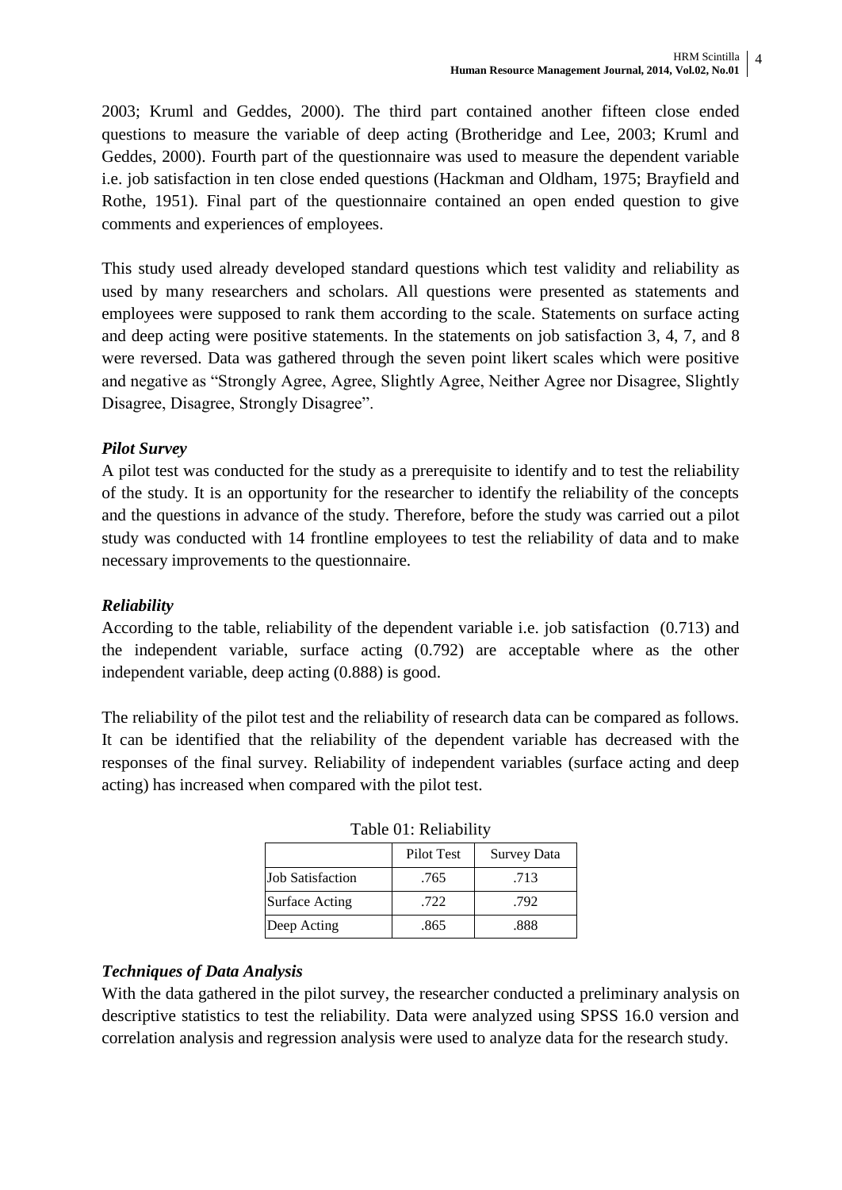2003; Kruml and Geddes, 2000). The third part contained another fifteen close ended questions to measure the variable of deep acting (Brotheridge and Lee, 2003; Kruml and Geddes, 2000). Fourth part of the questionnaire was used to measure the dependent variable i.e. job satisfaction in ten close ended questions (Hackman and Oldham, 1975; Brayfield and Rothe, 1951). Final part of the questionnaire contained an open ended question to give comments and experiences of employees.

This study used already developed standard questions which test validity and reliability as used by many researchers and scholars. All questions were presented as statements and employees were supposed to rank them according to the scale. Statements on surface acting and deep acting were positive statements. In the statements on job satisfaction 3, 4, 7, and 8 were reversed. Data was gathered through the seven point likert scales which were positive and negative as "Strongly Agree, Agree, Slightly Agree, Neither Agree nor Disagree, Slightly Disagree, Disagree, Strongly Disagree".

### *Pilot Survey*

A pilot test was conducted for the study as a prerequisite to identify and to test the reliability of the study. It is an opportunity for the researcher to identify the reliability of the concepts and the questions in advance of the study. Therefore, before the study was carried out a pilot study was conducted with 14 frontline employees to test the reliability of data and to make necessary improvements to the questionnaire.

### *Reliability*

According to the table, reliability of the dependent variable i.e. job satisfaction (0.713) and the independent variable, surface acting (0.792) are acceptable where as the other independent variable, deep acting (0.888) is good.

The reliability of the pilot test and the reliability of research data can be compared as follows. It can be identified that the reliability of the dependent variable has decreased with the responses of the final survey. Reliability of independent variables (surface acting and deep acting) has increased when compared with the pilot test.

Table 01: Reliability

| | Pilot Test | Survey Data |
|---|---|---|
| Job Satisfaction | .765 | .713 |
| Surface Acting | .722 | .792 |
| Deep Acting | .865 | .888 |

### *Techniques of Data Analysis*

With the data gathered in the pilot survey, the researcher conducted a preliminary analysis on descriptive statistics to test the reliability. Data were analyzed using SPSS 16.0 version and correlation analysis and regression analysis were used to analyze data for the research study.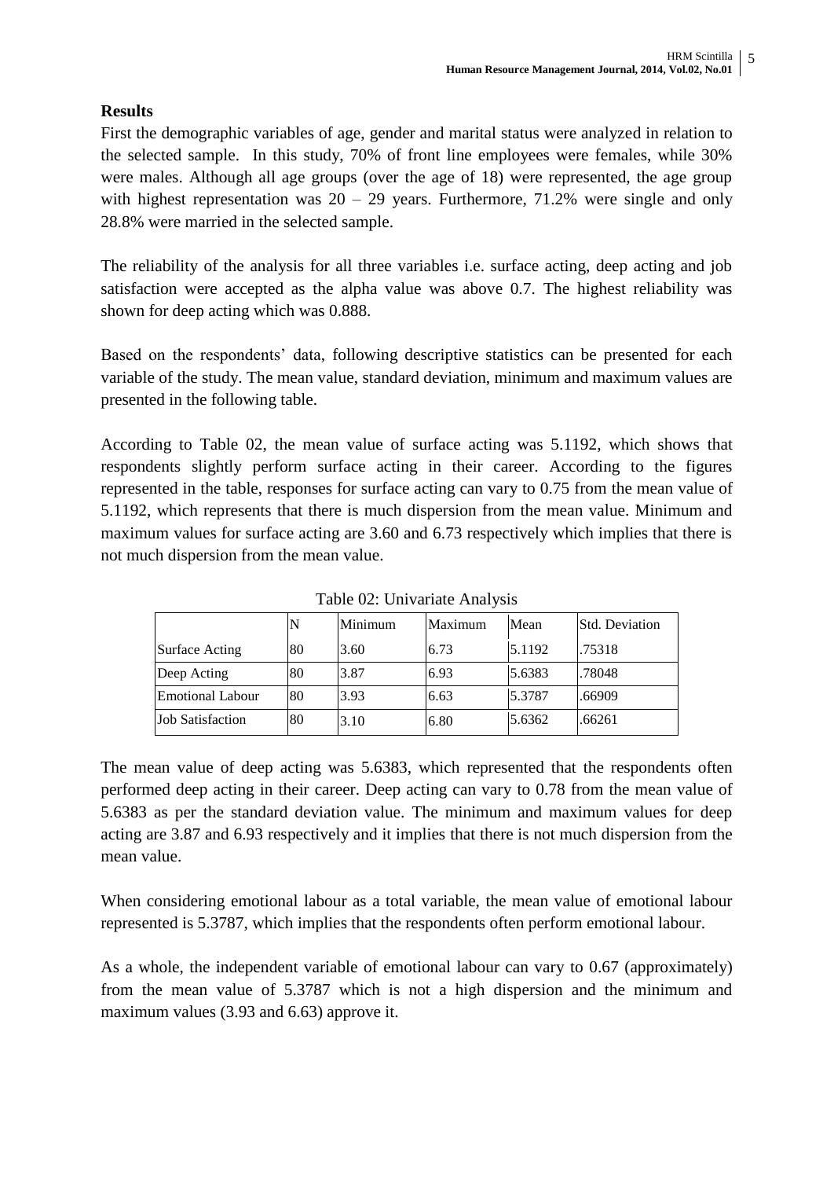## Results

First the demographic variables of age, gender and marital status were analyzed in relation to the selected sample. In this study, 70% of front line employees were females, while 30% were males. Although all age groups (over the age of 18) were represented, the age group with highest representation was 20 – 29 years. Furthermore, 71.2% were single and only 28.8% were married in the selected sample.

The reliability of the analysis for all three variables i.e. surface acting, deep acting and job satisfaction were accepted as the alpha value was above 0.7. The highest reliability was shown for deep acting which was 0.888.

Based on the respondents' data, following descriptive statistics can be presented for each variable of the study. The mean value, standard deviation, minimum and maximum values are presented in the following table.

According to Table 02, the mean value of surface acting was 5.1192, which shows that respondents slightly perform surface acting in their career. According to the figures represented in the table, responses for surface acting can vary to 0.75 from the mean value of 5.1192, which represents that there is much dispersion from the mean value. Minimum and maximum values for surface acting are 3.60 and 6.73 respectively which implies that there is not much dispersion from the mean value.

Table 02: Univariate Analysis

| | N | Minimum | Maximum | Mean | Std. Deviation |
|---|---|---|---|---|---|
| Surface Acting | 80 | 3.60 | 6.73 | 5.1192 | .75318 |
| Deep Acting | 80 | 3.87 | 6.93 | 5.6383 | .78048 |
| Emotional Labour | 80 | 3.93 | 6.63 | 5.3787 | .66909 |
| Job Satisfaction | 80 | 3.10 | 6.80 | 5.6362 | .66261 |

The mean value of deep acting was 5.6383, which represented that the respondents often performed deep acting in their career. Deep acting can vary to 0.78 from the mean value of 5.6383 as per the standard deviation value. The minimum and maximum values for deep acting are 3.87 and 6.93 respectively and it implies that there is not much dispersion from the mean value.

When considering emotional labour as a total variable, the mean value of emotional labour represented is 5.3787, which implies that the respondents often perform emotional labour.

As a whole, the independent variable of emotional labour can vary to 0.67 (approximately) from the mean value of 5.3787 which is not a high dispersion and the minimum and maximum values (3.93 and 6.63) approve it.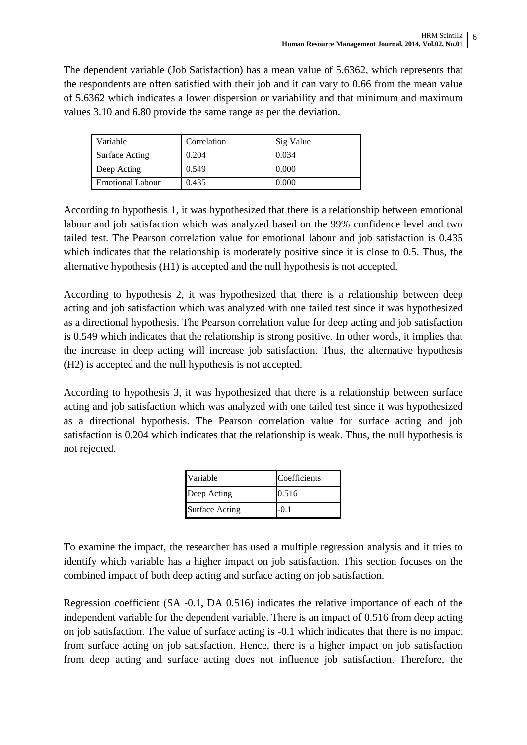The dependent variable (Job Satisfaction) has a mean value of 5.6362, which represents that the respondents are often satisfied with their job and it can vary to 0.66 from the mean value of 5.6362 which indicates a lower dispersion or variability and that minimum and maximum values 3.10 and 6.80 provide the same range as per the deviation.

| Variable | Correlation | Sig Value |
| --- | --- | --- |
| Surface Acting | 0.204 | 0.034 |
| Deep Acting | 0.549 | 0.000 |
| Emotional Labour | 0.435 | 0.000 |

According to hypothesis 1, it was hypothesized that there is a relationship between emotional labour and job satisfaction which was analyzed based on the 99% confidence level and two tailed test. The Pearson correlation value for emotional labour and job satisfaction is 0.435 which indicates that the relationship is moderately positive since it is close to 0.5. Thus, the alternative hypothesis (H1) is accepted and the null hypothesis is not accepted.

According to hypothesis 2, it was hypothesized that there is a relationship between deep acting and job satisfaction which was analyzed with one tailed test since it was hypothesized as a directional hypothesis. The Pearson correlation value for deep acting and job satisfaction is 0.549 which indicates that the relationship is strong positive. In other words, it implies that the increase in deep acting will increase job satisfaction. Thus, the alternative hypothesis (H2) is accepted and the null hypothesis is not accepted.

According to hypothesis 3, it was hypothesized that there is a relationship between surface acting and job satisfaction which was analyzed with one tailed test since it was hypothesized as a directional hypothesis. The Pearson correlation value for surface acting and job satisfaction is 0.204 which indicates that the relationship is weak. Thus, the null hypothesis is not rejected.

| Variable | Coefficients |
| --- | --- |
| Deep Acting | 0.516 |
| Surface Acting | -0.1 |

To examine the impact, the researcher has used a multiple regression analysis and it tries to identify which variable has a higher impact on job satisfaction. This section focuses on the combined impact of both deep acting and surface acting on job satisfaction.

Regression coefficient (SA -0.1, DA 0.516) indicates the relative importance of each of the independent variable for the dependent variable. There is an impact of 0.516 from deep acting on job satisfaction. The value of surface acting is -0.1 which indicates that there is no impact from surface acting on job satisfaction. Hence, there is a higher impact on job satisfaction from deep acting and surface acting does not influence job satisfaction. Therefore, the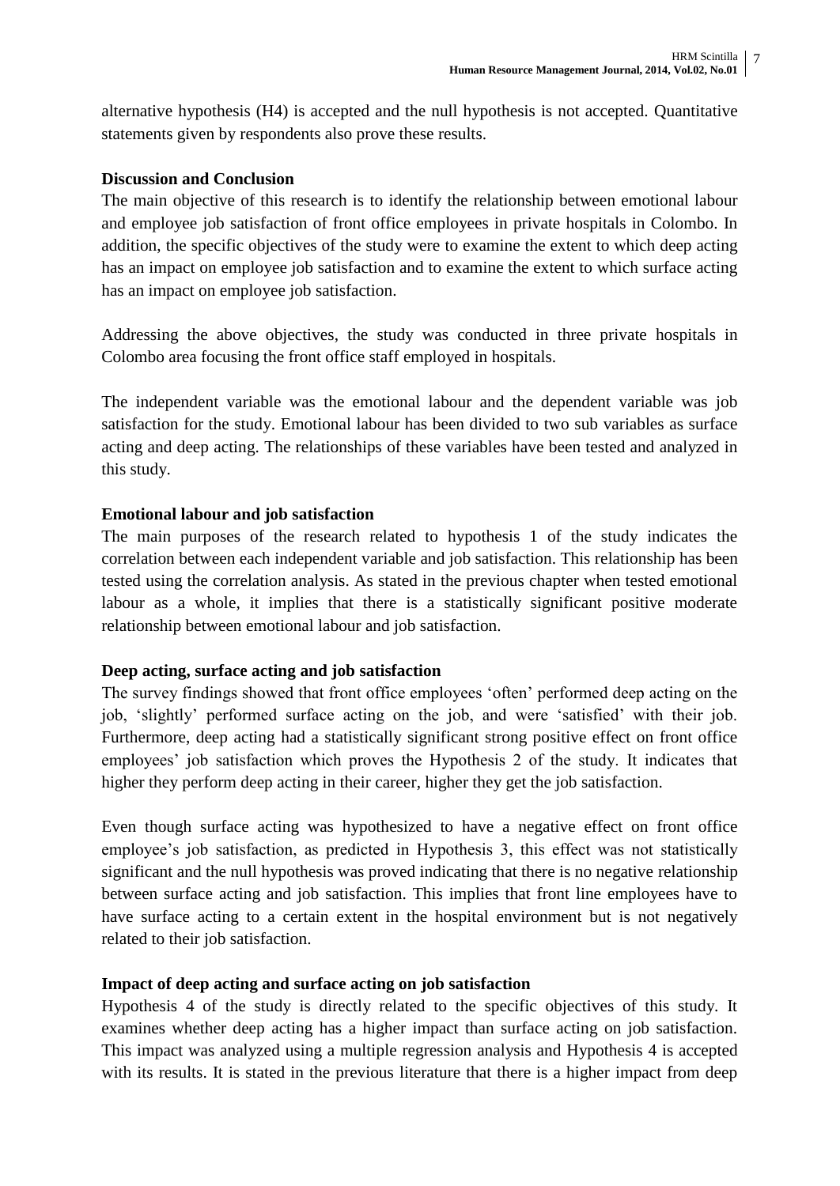alternative hypothesis (H4) is accepted and the null hypothesis is not accepted. Quantitative statements given by respondents also prove these results.

**Discussion and Conclusion**

The main objective of this research is to identify the relationship between emotional labour and employee job satisfaction of front office employees in private hospitals in Colombo. In addition, the specific objectives of the study were to examine the extent to which deep acting has an impact on employee job satisfaction and to examine the extent to which surface acting has an impact on employee job satisfaction.

Addressing the above objectives, the study was conducted in three private hospitals in Colombo area focusing the front office staff employed in hospitals.

The independent variable was the emotional labour and the dependent variable was job satisfaction for the study. Emotional labour has been divided to two sub variables as surface acting and deep acting. The relationships of these variables have been tested and analyzed in this study.

**Emotional labour and job satisfaction**

The main purposes of the research related to hypothesis 1 of the study indicates the correlation between each independent variable and job satisfaction. This relationship has been tested using the correlation analysis. As stated in the previous chapter when tested emotional labour as a whole, it implies that there is a statistically significant positive moderate relationship between emotional labour and job satisfaction.

**Deep acting, surface acting and job satisfaction**

The survey findings showed that front office employees 'often' performed deep acting on the job, 'slightly' performed surface acting on the job, and were 'satisfied' with their job. Furthermore, deep acting had a statistically significant strong positive effect on front office employees' job satisfaction which proves the Hypothesis 2 of the study. It indicates that higher they perform deep acting in their career, higher they get the job satisfaction.

Even though surface acting was hypothesized to have a negative effect on front office employee's job satisfaction, as predicted in Hypothesis 3, this effect was not statistically significant and the null hypothesis was proved indicating that there is no negative relationship between surface acting and job satisfaction. This implies that front line employees have to have surface acting to a certain extent in the hospital environment but is not negatively related to their job satisfaction.

**Impact of deep acting and surface acting on job satisfaction**

Hypothesis 4 of the study is directly related to the specific objectives of this study. It examines whether deep acting has a higher impact than surface acting on job satisfaction. This impact was analyzed using a multiple regression analysis and Hypothesis 4 is accepted with its results. It is stated in the previous literature that there is a higher impact from deep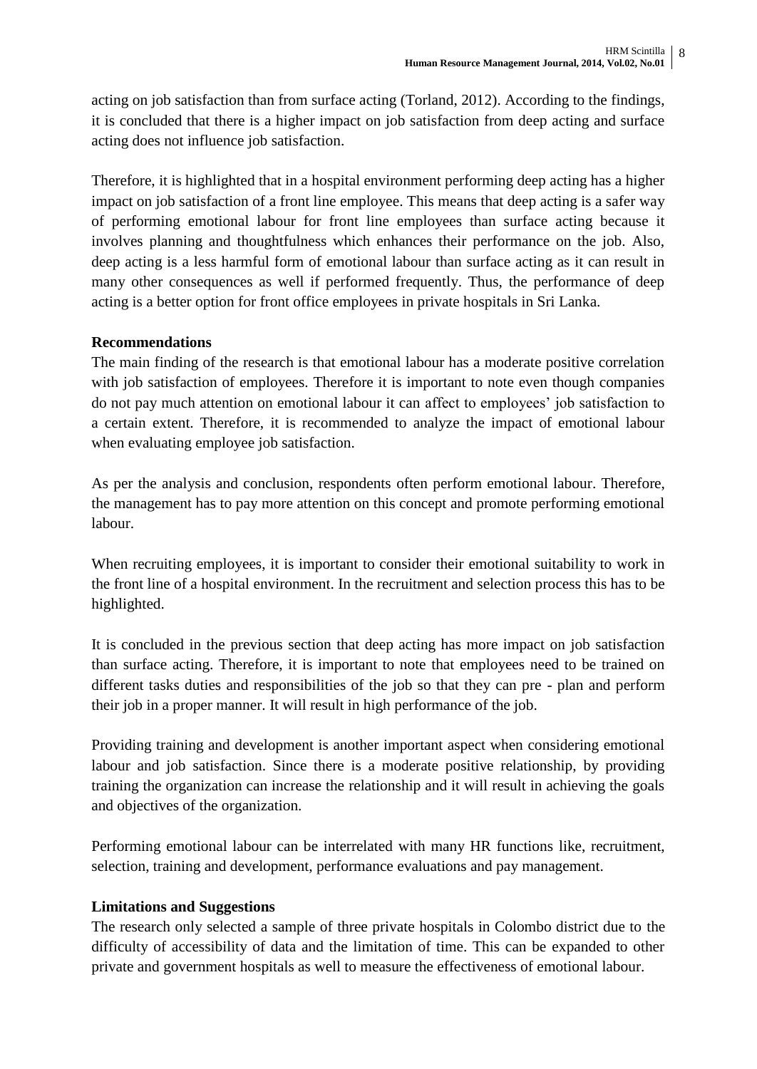acting on job satisfaction than from surface acting (Torland, 2012). According to the findings, it is concluded that there is a higher impact on job satisfaction from deep acting and surface acting does not influence job satisfaction.

Therefore, it is highlighted that in a hospital environment performing deep acting has a higher impact on job satisfaction of a front line employee. This means that deep acting is a safer way of performing emotional labour for front line employees than surface acting because it involves planning and thoughtfulness which enhances their performance on the job. Also, deep acting is a less harmful form of emotional labour than surface acting as it can result in many other consequences as well if performed frequently. Thus, the performance of deep acting is a better option for front office employees in private hospitals in Sri Lanka.

**Recommendations**

The main finding of the research is that emotional labour has a moderate positive correlation with job satisfaction of employees. Therefore it is important to note even though companies do not pay much attention on emotional labour it can affect to employees' job satisfaction to a certain extent. Therefore, it is recommended to analyze the impact of emotional labour when evaluating employee job satisfaction.

As per the analysis and conclusion, respondents often perform emotional labour. Therefore, the management has to pay more attention on this concept and promote performing emotional labour.

When recruiting employees, it is important to consider their emotional suitability to work in the front line of a hospital environment. In the recruitment and selection process this has to be highlighted.

It is concluded in the previous section that deep acting has more impact on job satisfaction than surface acting. Therefore, it is important to note that employees need to be trained on different tasks duties and responsibilities of the job so that they can pre - plan and perform their job in a proper manner. It will result in high performance of the job.

Providing training and development is another important aspect when considering emotional labour and job satisfaction. Since there is a moderate positive relationship, by providing training the organization can increase the relationship and it will result in achieving the goals and objectives of the organization.

Performing emotional labour can be interrelated with many HR functions like, recruitment, selection, training and development, performance evaluations and pay management.

**Limitations and Suggestions**

The research only selected a sample of three private hospitals in Colombo district due to the difficulty of accessibility of data and the limitation of time. This can be expanded to other private and government hospitals as well to measure the effectiveness of emotional labour.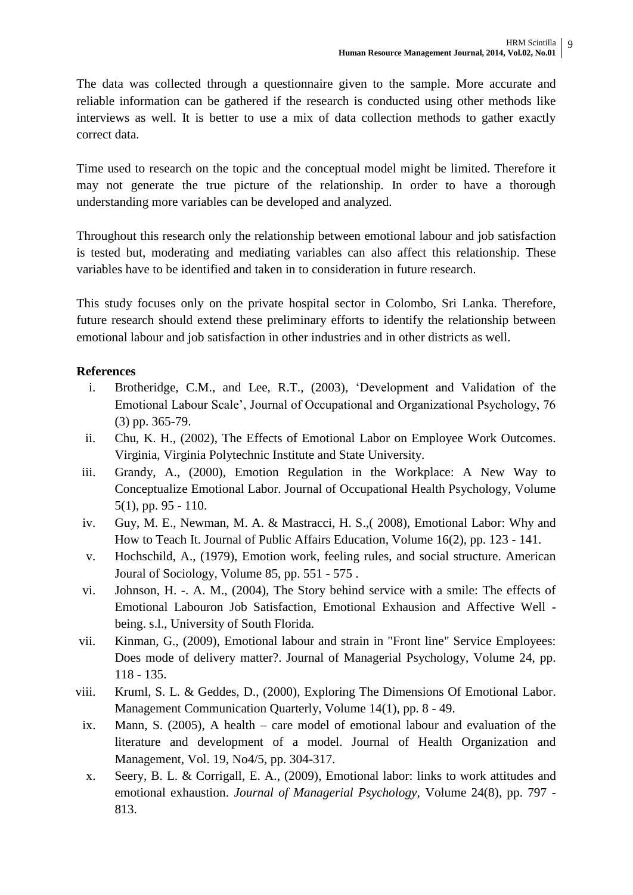The data was collected through a questionnaire given to the sample. More accurate and reliable information can be gathered if the research is conducted using other methods like interviews as well. It is better to use a mix of data collection methods to gather exactly correct data.

Time used to research on the topic and the conceptual model might be limited. Therefore it may not generate the true picture of the relationship. In order to have a thorough understanding more variables can be developed and analyzed.

Throughout this research only the relationship between emotional labour and job satisfaction is tested but, moderating and mediating variables can also affect this relationship. These variables have to be identified and taken in to consideration in future research.

This study focuses only on the private hospital sector in Colombo, Sri Lanka. Therefore, future research should extend these preliminary efforts to identify the relationship between emotional labour and job satisfaction in other industries and in other districts as well.

**References**

i. Brotheridge, C.M., and Lee, R.T., (2003), 'Development and Validation of the Emotional Labour Scale', Journal of Occupational and Organizational Psychology, 76 (3) pp. 365-79.

ii. Chu, K. H., (2002), The Effects of Emotional Labor on Employee Work Outcomes. Virginia, Virginia Polytechnic Institute and State University.

iii. Grandy, A., (2000), Emotion Regulation in the Workplace: A New Way to Conceptualize Emotional Labor. Journal of Occupational Health Psychology, Volume 5(1), pp. 95 - 110.

iv. Guy, M. E., Newman, M. A. & Mastracci, H. S.,( 2008), Emotional Labor: Why and How to Teach It. Journal of Public Affairs Education, Volume 16(2), pp. 123 - 141.

v. Hochschild, A., (1979), Emotion work, feeling rules, and social structure. American Joural of Sociology, Volume 85, pp. 551 - 575 .

vi. Johnson, H. -. A. M., (2004), The Story behind service with a smile: The effects of Emotional Labouron Job Satisfaction, Emotional Exhausion and Affective Well - being. s.l., University of South Florida.

vii. Kinman, G., (2009), Emotional labour and strain in "Front line" Service Employees: Does mode of delivery matter?. Journal of Managerial Psychology, Volume 24, pp. 118 - 135.

viii. Kruml, S. L. & Geddes, D., (2000), Exploring The Dimensions Of Emotional Labor. Management Communication Quarterly, Volume 14(1), pp. 8 - 49.

ix. Mann, S. (2005), A health – care model of emotional labour and evaluation of the literature and development of a model. Journal of Health Organization and Management, Vol. 19, No4/5, pp. 304-317.

x. Seery, B. L. & Corrigall, E. A., (2009), Emotional labor: links to work attitudes and emotional exhaustion. *Journal of Managerial Psychology,* Volume 24(8), pp. 797 - 813.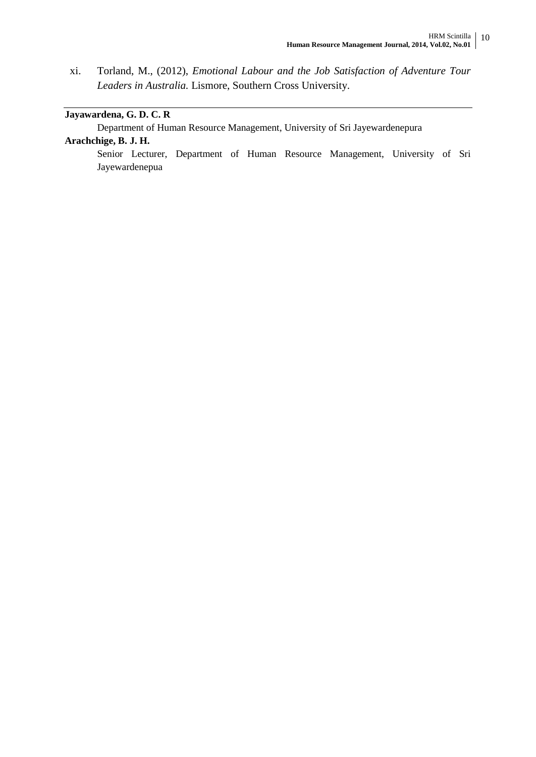xi. Torland, M., (2012), *Emotional Labour and the Job Satisfaction of Adventure Tour Leaders in Australia.* Lismore, Southern Cross University.

---

**Jayawardena, G. D. C. R**

Department of Human Resource Management, University of Sri Jayewardenepura

**Arachchige, B. J. H.**

Senior Lecturer, Department of Human Resource Management, University of Sri Jayewardenepua